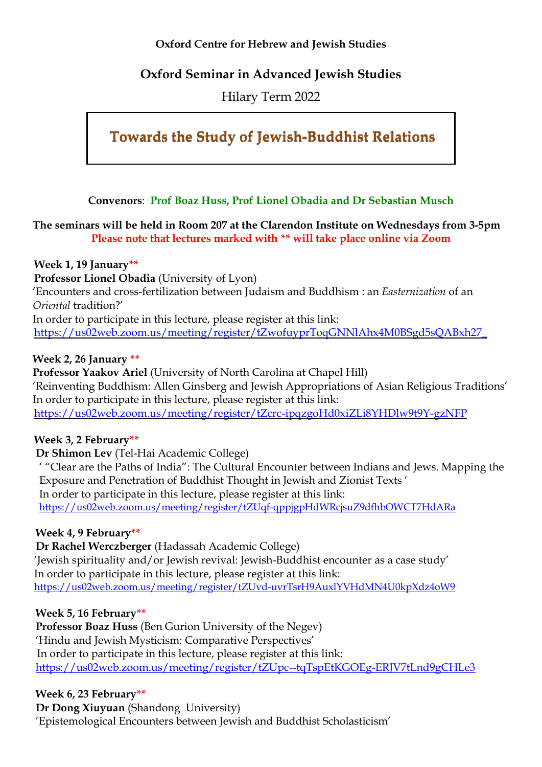**Oxford Centre for Hebrew and Jewish Studies**

## Oxford Seminar in Advanced Jewish Studies

Hilary Term 2022

# Towards the Study of Jewish-Buddhist Relations

**Convenors**: **Prof Boaz Huss, Prof Lionel Obadia and Dr Sebastian Musch**

**The seminars will be held in Room 207 at the Clarendon Institute on Wednesdays from 3-5pm**
**Please note that lectures marked with ** will take place online via Zoom**

**Week 1, 19 January****
**Professor Lionel Obadia** (University of Lyon)
'Encounters and cross-fertilization between Judaism and Buddhism : an *Easternization* of an *Oriental* tradition?'
In order to participate in this lecture, please register at this link:
https://us02web.zoom.us/meeting/register/tZwofuyprToqGNNlAhx4M0BSgd5sQABxh27_

**Week 2, 26 January ****
**Professor Yaakov Ariel** (University of North Carolina at Chapel Hill)
'Reinventing Buddhism: Allen Ginsberg and Jewish Appropriations of Asian Religious Traditions'
In order to participate in this lecture, please register at this link:
https://us02web.zoom.us/meeting/register/tZcrc-ipqzgoHd0xiZLi8YHDlw9t9Y-gzNFP

**Week 3, 2 February****
**Dr Shimon Lev** (Tel-Hai Academic College)
' "Clear are the Paths of India": The Cultural Encounter between Indians and Jews. Mapping the Exposure and Penetration of Buddhist Thought in Jewish and Zionist Texts '
In order to participate in this lecture, please register at this link:
https://us02web.zoom.us/meeting/register/tZUqf-qppjgpHdWRcjsuZ9dfhbOWCT7HdARa

**Week 4, 9 February****
**Dr Rachel Werczberger** (Hadassah Academic College)
'Jewish spirituality and/or Jewish revival: Jewish-Buddhist encounter as a case study'
In order to participate in this lecture, please register at this link:
https://us02web.zoom.us/meeting/register/tZUvd-uvrTsrH9AuxlYVHdMN4U0kpXdz4oW9

**Week 5, 16 February****
**Professor Boaz Huss** (Ben Gurion University of the Negev)
'Hindu and Jewish Mysticism: Comparative Perspectives'
In order to participate in this lecture, please register at this link:
https://us02web.zoom.us/meeting/register/tZUpc--tqTspEtKGOEg-ERJV7tLnd9gCHLe3

**Week 6, 23 February****
**Dr Dong Xiuyuan** (Shandong University)
'Epistemological Encounters between Jewish and Buddhist Scholasticism'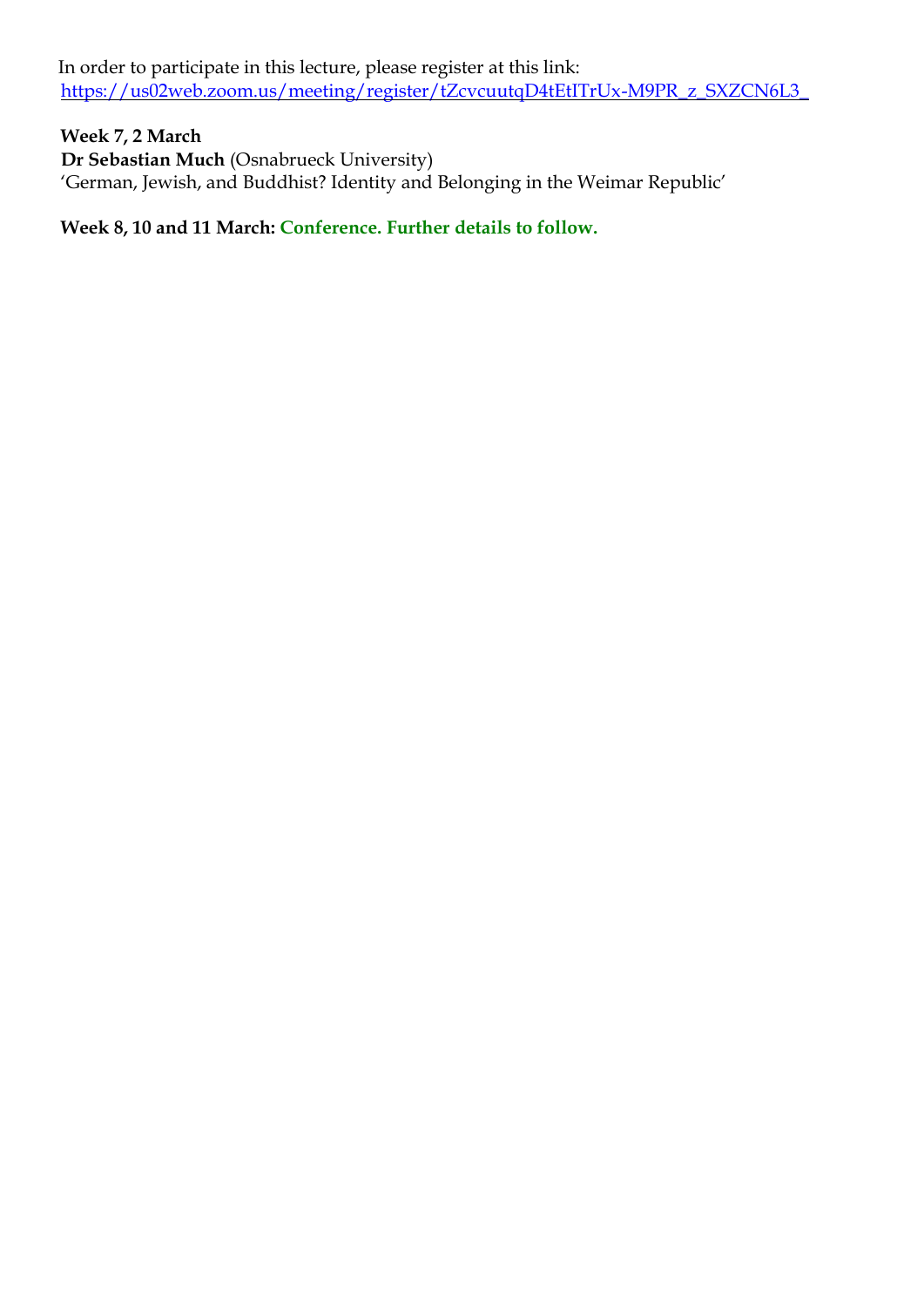In order to participate in this lecture, please register at this link:
https://us02web.zoom.us/meeting/register/tZcvcuutqD4tEtITrUx-M9PR_z_SXZCN6L3_

**Week 7, 2 March**
**Dr Sebastian Much** (Osnabrueck University)
'German, Jewish, and Buddhist? Identity and Belonging in the Weimar Republic'

**Week 8, 10 and 11 March: Conference. Further details to follow.**